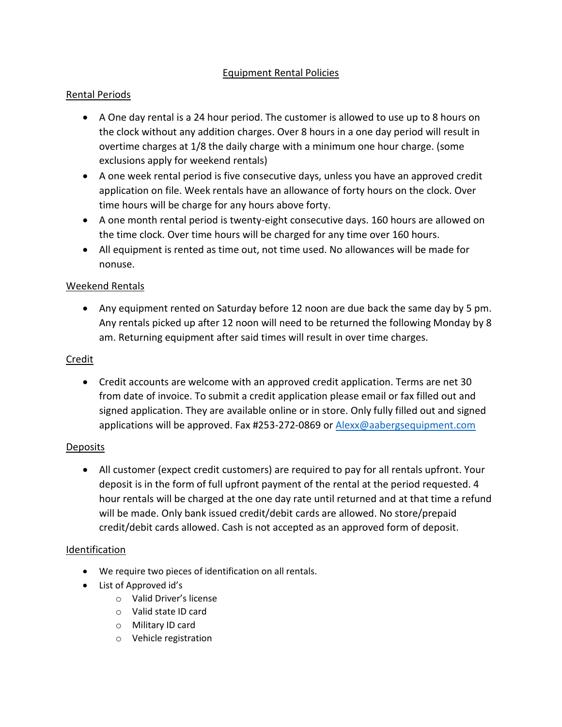# Equipment Rental Policies

## Rental Periods

- A One day rental is a 24 hour period. The customer is allowed to use up to 8 hours on the clock without any addition charges. Over 8 hours in a one day period will result in overtime charges at 1/8 the daily charge with a minimum one hour charge. (some exclusions apply for weekend rentals)
- A one week rental period is five consecutive days, unless you have an approved credit application on file. Week rentals have an allowance of forty hours on the clock. Over time hours will be charge for any hours above forty.
- A one month rental period is twenty-eight consecutive days. 160 hours are allowed on the time clock. Over time hours will be charged for any time over 160 hours.
- All equipment is rented as time out, not time used. No allowances will be made for nonuse.

## Weekend Rentals

- Any equipment rented on Saturday before 12 noon are due back the same day by 5 pm. Any rentals picked up after 12 noon will need to be returned the following Monday by 8 am. Returning equipment after said times will result in over time charges.

## Credit

- Credit accounts are welcome with an approved credit application. Terms are net 30 from date of invoice. To submit a credit application please email or fax filled out and signed application. They are available online or in store. Only fully filled out and signed applications will be approved. Fax #253-272-0869 or Alexx@aabergsequipment.com

## Deposits

- All customer (expect credit customers) are required to pay for all rentals upfront. Your deposit is in the form of full upfront payment of the rental at the period requested. 4 hour rentals will be charged at the one day rate until returned and at that time a refund will be made. Only bank issued credit/debit cards are allowed. No store/prepaid credit/debit cards allowed. Cash is not accepted as an approved form of deposit.

## Identification

- We require two pieces of identification on all rentals.
- List of Approved id's
  - Valid Driver's license
  - Valid state ID card
  - Military ID card
  - Vehicle registration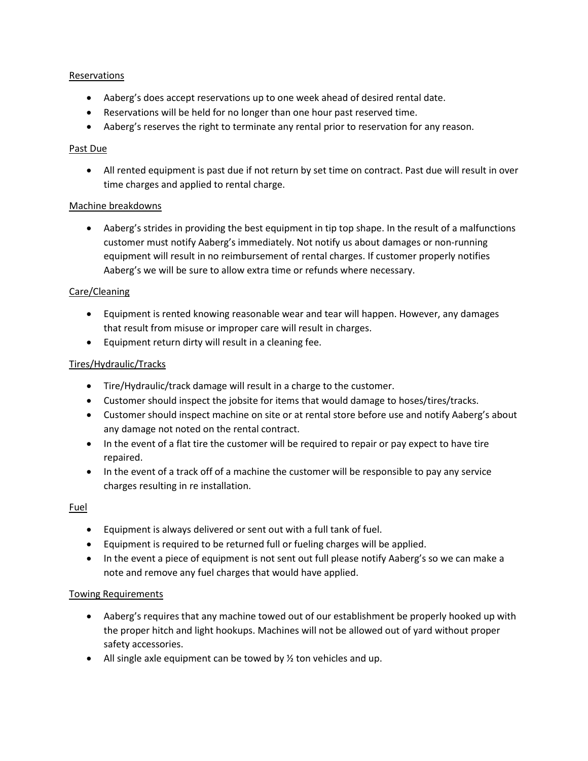## Reservations

- Aaberg's does accept reservations up to one week ahead of desired rental date.
- Reservations will be held for no longer than one hour past reserved time.
- Aaberg's reserves the right to terminate any rental prior to reservation for any reason.

## Past Due

- All rented equipment is past due if not return by set time on contract. Past due will result in over time charges and applied to rental charge.

## Machine breakdowns

- Aaberg's strides in providing the best equipment in tip top shape. In the result of a malfunctions customer must notify Aaberg's immediately. Not notify us about damages or non-running equipment will result in no reimbursement of rental charges. If customer properly notifies Aaberg's we will be sure to allow extra time or refunds where necessary.

## Care/Cleaning

- Equipment is rented knowing reasonable wear and tear will happen. However, any damages that result from misuse or improper care will result in charges.
- Equipment return dirty will result in a cleaning fee.

## Tires/Hydraulic/Tracks

- Tire/Hydraulic/track damage will result in a charge to the customer.
- Customer should inspect the jobsite for items that would damage to hoses/tires/tracks.
- Customer should inspect machine on site or at rental store before use and notify Aaberg's about any damage not noted on the rental contract.
- In the event of a flat tire the customer will be required to repair or pay expect to have tire repaired.
- In the event of a track off of a machine the customer will be responsible to pay any service charges resulting in re installation.

## Fuel

- Equipment is always delivered or sent out with a full tank of fuel.
- Equipment is required to be returned full or fueling charges will be applied.
- In the event a piece of equipment is not sent out full please notify Aaberg's so we can make a note and remove any fuel charges that would have applied.

## Towing Requirements

- Aaberg's requires that any machine towed out of our establishment be properly hooked up with the proper hitch and light hookups. Machines will not be allowed out of yard without proper safety accessories.
- All single axle equipment can be towed by ½ ton vehicles and up.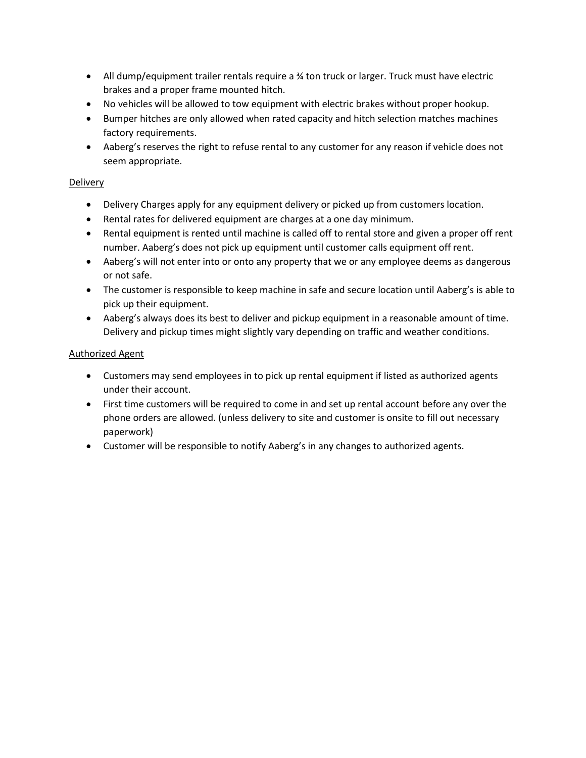- All dump/equipment trailer rentals require a ¾ ton truck or larger. Truck must have electric brakes and a proper frame mounted hitch.
- No vehicles will be allowed to tow equipment with electric brakes without proper hookup.
- Bumper hitches are only allowed when rated capacity and hitch selection matches machines factory requirements.
- Aaberg's reserves the right to refuse rental to any customer for any reason if vehicle does not seem appropriate.

<u>Delivery</u>

- Delivery Charges apply for any equipment delivery or picked up from customers location.
- Rental rates for delivered equipment are charges at a one day minimum.
- Rental equipment is rented until machine is called off to rental store and given a proper off rent number. Aaberg's does not pick up equipment until customer calls equipment off rent.
- Aaberg's will not enter into or onto any property that we or any employee deems as dangerous or not safe.
- The customer is responsible to keep machine in safe and secure location until Aaberg's is able to pick up their equipment.
- Aaberg's always does its best to deliver and pickup equipment in a reasonable amount of time. Delivery and pickup times might slightly vary depending on traffic and weather conditions.

<u>Authorized Agent</u>

- Customers may send employees in to pick up rental equipment if listed as authorized agents under their account.
- First time customers will be required to come in and set up rental account before any over the phone orders are allowed. (unless delivery to site and customer is onsite to fill out necessary paperwork)
- Customer will be responsible to notify Aaberg's in any changes to authorized agents.